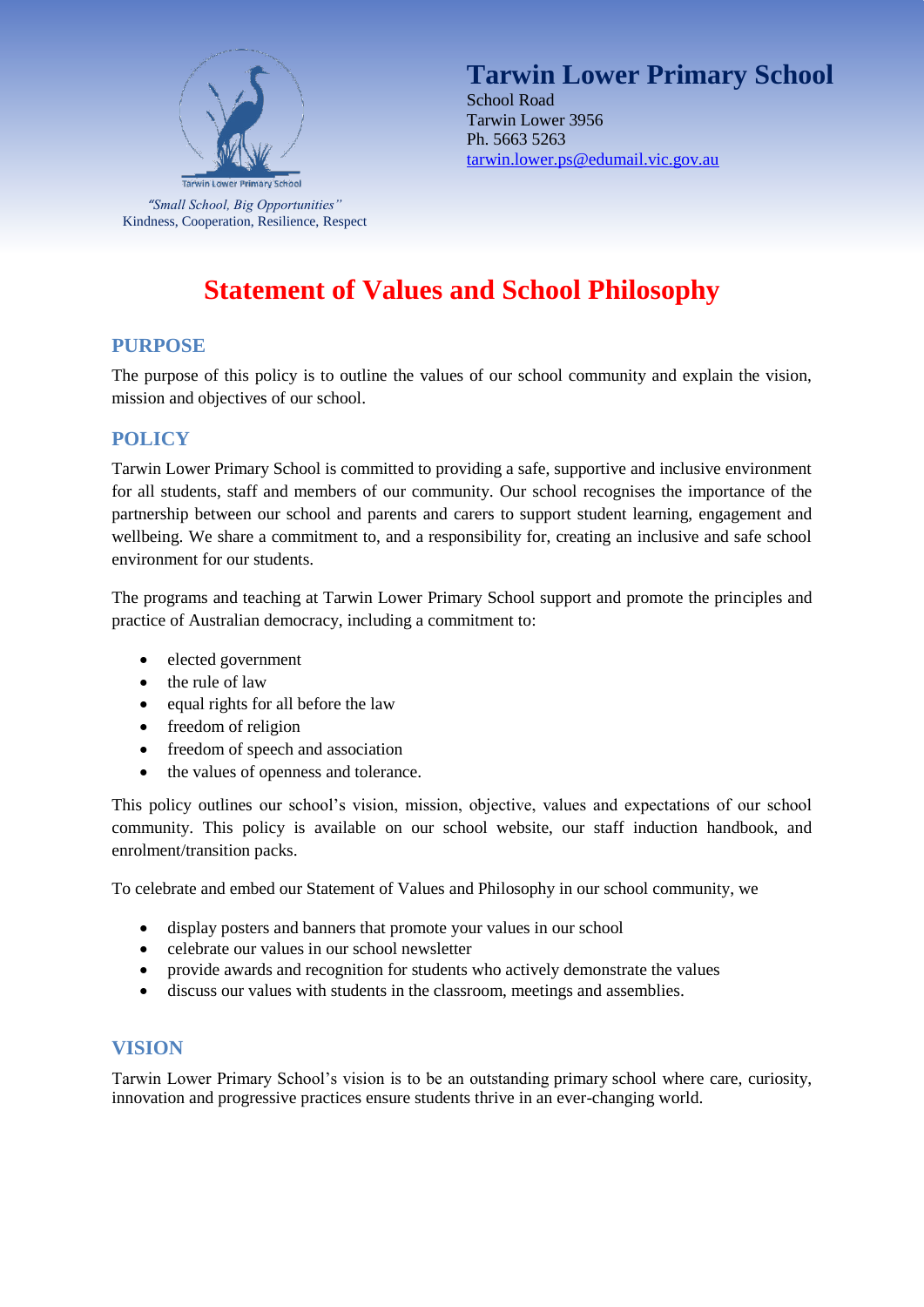# Tarwin Lower Primary School

School Road
Tarwin Lower 3956
Ph. 5663 5263
tarwin.lower.ps@edumail.vic.gov.au

*"Small School, Big Opportunities"*
Kindness, Cooperation, Resilience, Respect

# Statement of Values and School Philosophy

## PURPOSE

The purpose of this policy is to outline the values of our school community and explain the vision, mission and objectives of our school.

## POLICY

Tarwin Lower Primary School is committed to providing a safe, supportive and inclusive environment for all students, staff and members of our community. Our school recognises the importance of the partnership between our school and parents and carers to support student learning, engagement and wellbeing. We share a commitment to, and a responsibility for, creating an inclusive and safe school environment for our students.

The programs and teaching at Tarwin Lower Primary School support and promote the principles and practice of Australian democracy, including a commitment to:

- elected government
- the rule of law
- equal rights for all before the law
- freedom of religion
- freedom of speech and association
- the values of openness and tolerance.

This policy outlines our school's vision, mission, objective, values and expectations of our school community. This policy is available on our school website, our staff induction handbook, and enrolment/transition packs.

To celebrate and embed our Statement of Values and Philosophy in our school community, we

- display posters and banners that promote your values in our school
- celebrate our values in our school newsletter
- provide awards and recognition for students who actively demonstrate the values
- discuss our values with students in the classroom, meetings and assemblies.

## VISION

Tarwin Lower Primary School's vision is to be an outstanding primary school where care, curiosity, innovation and progressive practices ensure students thrive in an ever-changing world.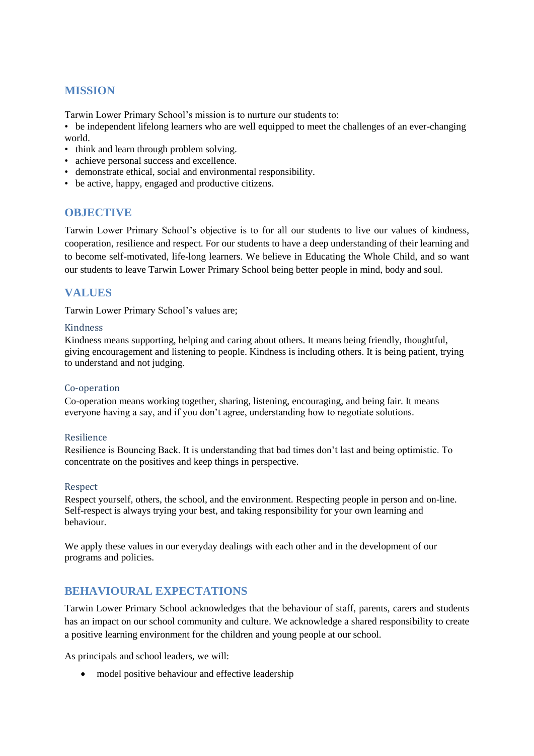## MISSION

Tarwin Lower Primary School's mission is to nurture our students to:

- be independent lifelong learners who are well equipped to meet the challenges of an ever-changing world.
- think and learn through problem solving.
- achieve personal success and excellence.
- demonstrate ethical, social and environmental responsibility.
- be active, happy, engaged and productive citizens.

## OBJECTIVE

Tarwin Lower Primary School's objective is to for all our students to live our values of kindness, cooperation, resilience and respect. For our students to have a deep understanding of their learning and to become self-motivated, life-long learners. We believe in Educating the Whole Child, and so want our students to leave Tarwin Lower Primary School being better people in mind, body and soul.

## VALUES

Tarwin Lower Primary School's values are;

### Kindness

Kindness means supporting, helping and caring about others. It means being friendly, thoughtful, giving encouragement and listening to people. Kindness is including others. It is being patient, trying to understand and not judging.

### Co-operation

Co-operation means working together, sharing, listening, encouraging, and being fair. It means everyone having a say, and if you don't agree, understanding how to negotiate solutions.

### Resilience

Resilience is Bouncing Back. It is understanding that bad times don't last and being optimistic. To concentrate on the positives and keep things in perspective.

### Respect

Respect yourself, others, the school, and the environment. Respecting people in person and on-line. Self-respect is always trying your best, and taking responsibility for your own learning and behaviour.

We apply these values in our everyday dealings with each other and in the development of our programs and policies.

## BEHAVIOURAL EXPECTATIONS

Tarwin Lower Primary School acknowledges that the behaviour of staff, parents, carers and students has an impact on our school community and culture. We acknowledge a shared responsibility to create a positive learning environment for the children and young people at our school.

As principals and school leaders, we will:

- model positive behaviour and effective leadership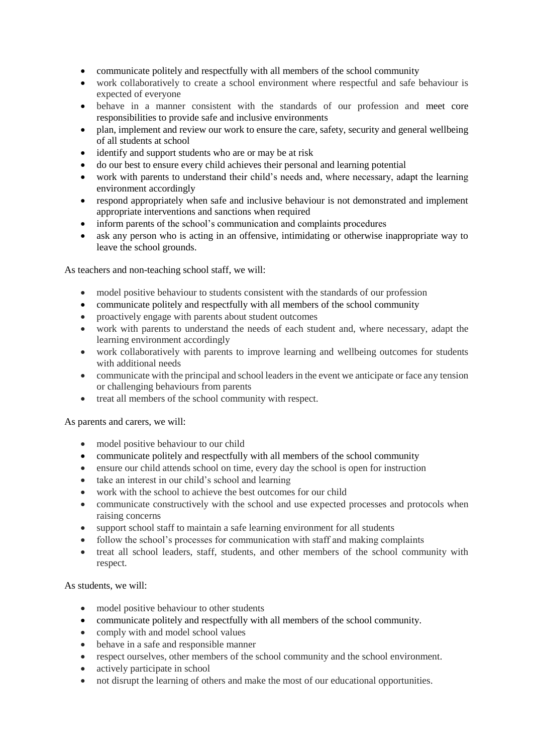- communicate politely and respectfully with all members of the school community
- work collaboratively to create a school environment where respectful and safe behaviour is expected of everyone
- behave in a manner consistent with the standards of our profession and meet core responsibilities to provide safe and inclusive environments
- plan, implement and review our work to ensure the care, safety, security and general wellbeing of all students at school
- identify and support students who are or may be at risk
- do our best to ensure every child achieves their personal and learning potential
- work with parents to understand their child's needs and, where necessary, adapt the learning environment accordingly
- respond appropriately when safe and inclusive behaviour is not demonstrated and implement appropriate interventions and sanctions when required
- inform parents of the school's communication and complaints procedures
- ask any person who is acting in an offensive, intimidating or otherwise inappropriate way to leave the school grounds.

As teachers and non-teaching school staff, we will:

- model positive behaviour to students consistent with the standards of our profession
- communicate politely and respectfully with all members of the school community
- proactively engage with parents about student outcomes
- work with parents to understand the needs of each student and, where necessary, adapt the learning environment accordingly
- work collaboratively with parents to improve learning and wellbeing outcomes for students with additional needs
- communicate with the principal and school leaders in the event we anticipate or face any tension or challenging behaviours from parents
- treat all members of the school community with respect.

As parents and carers, we will:

- model positive behaviour to our child
- communicate politely and respectfully with all members of the school community
- ensure our child attends school on time, every day the school is open for instruction
- take an interest in our child's school and learning
- work with the school to achieve the best outcomes for our child
- communicate constructively with the school and use expected processes and protocols when raising concerns
- support school staff to maintain a safe learning environment for all students
- follow the school's processes for communication with staff and making complaints
- treat all school leaders, staff, students, and other members of the school community with respect.

As students, we will:

- model positive behaviour to other students
- communicate politely and respectfully with all members of the school community.
- comply with and model school values
- behave in a safe and responsible manner
- respect ourselves, other members of the school community and the school environment.
- actively participate in school
- not disrupt the learning of others and make the most of our educational opportunities.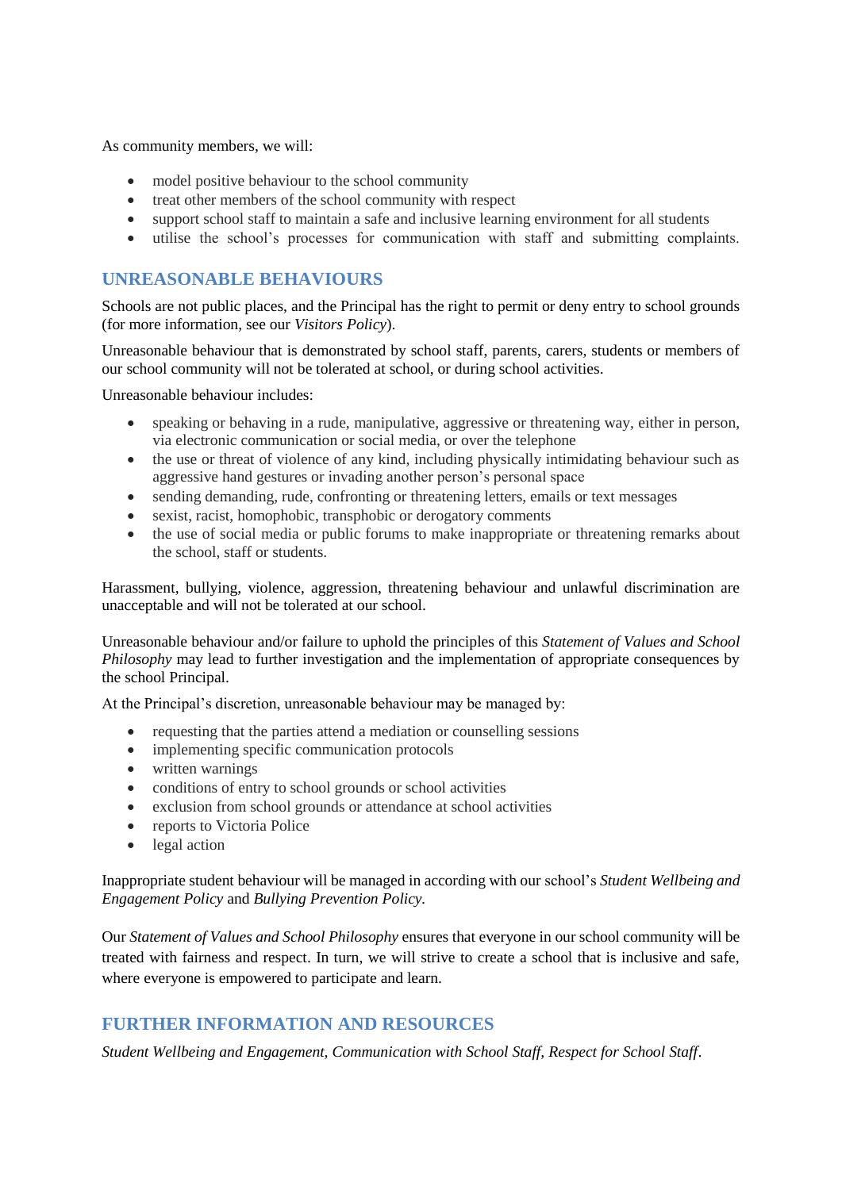As community members, we will:

- model positive behaviour to the school community
- treat other members of the school community with respect
- support school staff to maintain a safe and inclusive learning environment for all students
- utilise the school's processes for communication with staff and submitting complaints.

## UNREASONABLE BEHAVIOURS

Schools are not public places, and the Principal has the right to permit or deny entry to school grounds (for more information, see our *Visitors Policy*).

Unreasonable behaviour that is demonstrated by school staff, parents, carers, students or members of our school community will not be tolerated at school, or during school activities.

Unreasonable behaviour includes:

- speaking or behaving in a rude, manipulative, aggressive or threatening way, either in person, via electronic communication or social media, or over the telephone
- the use or threat of violence of any kind, including physically intimidating behaviour such as aggressive hand gestures or invading another person's personal space
- sending demanding, rude, confronting or threatening letters, emails or text messages
- sexist, racist, homophobic, transphobic or derogatory comments
- the use of social media or public forums to make inappropriate or threatening remarks about the school, staff or students.

Harassment, bullying, violence, aggression, threatening behaviour and unlawful discrimination are unacceptable and will not be tolerated at our school.

Unreasonable behaviour and/or failure to uphold the principles of this *Statement of Values and School Philosophy* may lead to further investigation and the implementation of appropriate consequences by the school Principal.

At the Principal's discretion, unreasonable behaviour may be managed by:

- requesting that the parties attend a mediation or counselling sessions
- implementing specific communication protocols
- written warnings
- conditions of entry to school grounds or school activities
- exclusion from school grounds or attendance at school activities
- reports to Victoria Police
- legal action

Inappropriate student behaviour will be managed in according with our school's *Student Wellbeing and Engagement Policy* and *Bullying Prevention Policy.*

Our *Statement of Values and School Philosophy* ensures that everyone in our school community will be treated with fairness and respect. In turn, we will strive to create a school that is inclusive and safe, where everyone is empowered to participate and learn.

## FURTHER INFORMATION AND RESOURCES

*Student Wellbeing and Engagement, Communication with School Staff, Respect for School Staff*.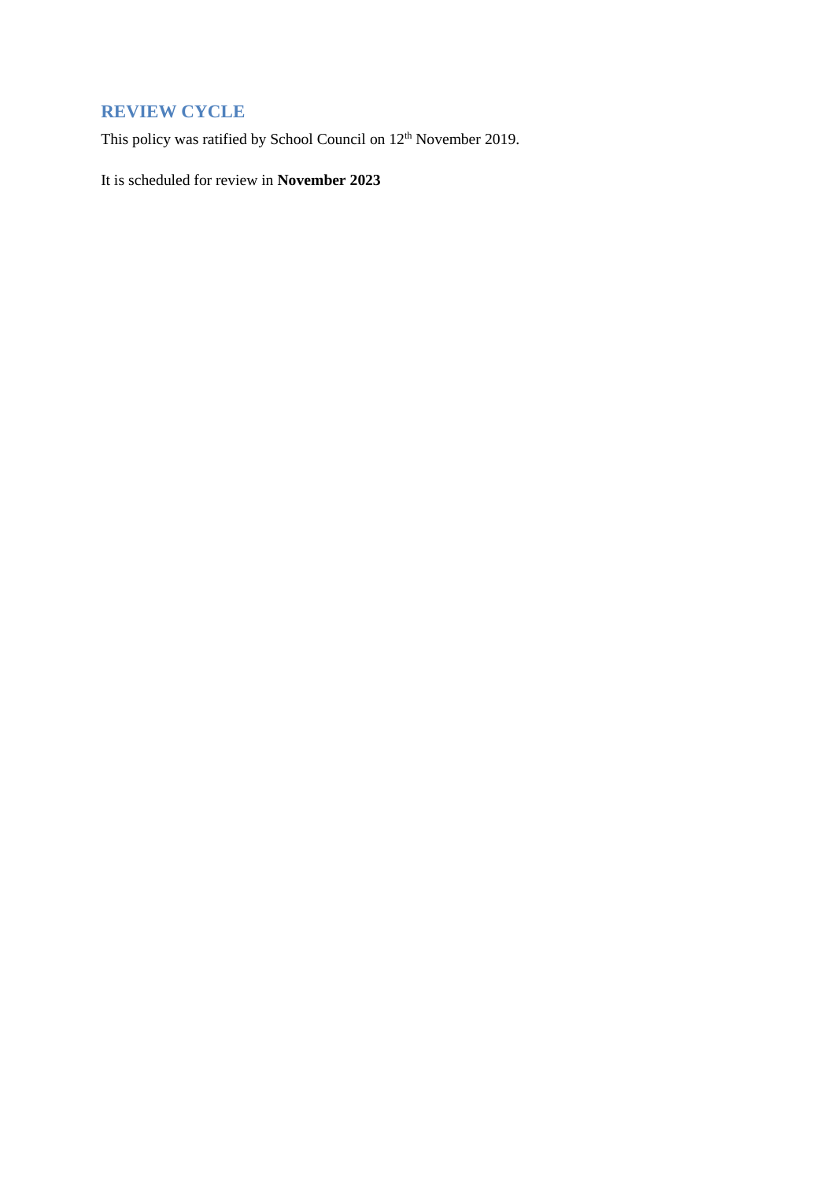## REVIEW CYCLE

This policy was ratified by School Council on 12th November 2019.

It is scheduled for review in **November 2023**